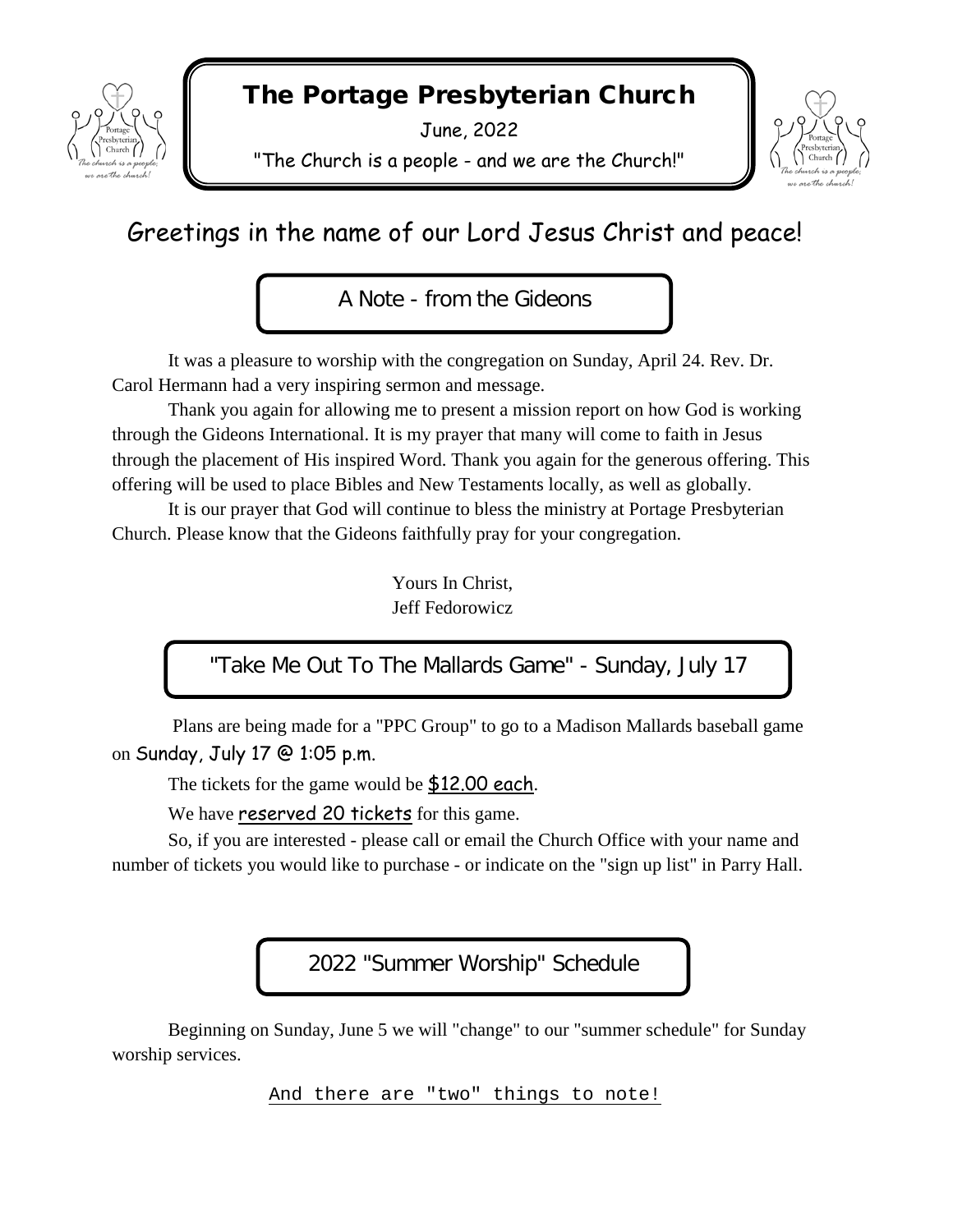# The Portage Presbyterian Church

June, 2022

"The Church is a people - and we are the Church!"

## Greetings in the name of our Lord Jesus Christ and peace!

### A Note - from the Gideons

It was a pleasure to worship with the congregation on Sunday, April 24. Rev. Dr. Carol Hermann had a very inspiring sermon and message.

Thank you again for allowing me to present a mission report on how God is working through the Gideons International. It is my prayer that many will come to faith in Jesus through the placement of His inspired Word. Thank you again for the generous offering. This offering will be used to place Bibles and New Testaments locally, as well as globally.

It is our prayer that God will continue to bless the ministry at Portage Presbyterian Church. Please know that the Gideons faithfully pray for your congregation.

Yours In Christ,
Jeff Fedorowicz

### "Take Me Out To The Mallards Game" - Sunday, July 17

Plans are being made for a "PPC Group" to go to a Madison Mallards baseball game on Sunday, July 17 @ 1:05 p.m.

The tickets for the game would be $12.00 each.

We have reserved 20 tickets for this game.

So, if you are interested - please call or email the Church Office with your name and number of tickets you would like to purchase - or indicate on the "sign up list" in Parry Hall.

### 2022 "Summer Worship" Schedule

Beginning on Sunday, June 5 we will "change" to our "summer schedule" for Sunday worship services.

And there are "two" things to note!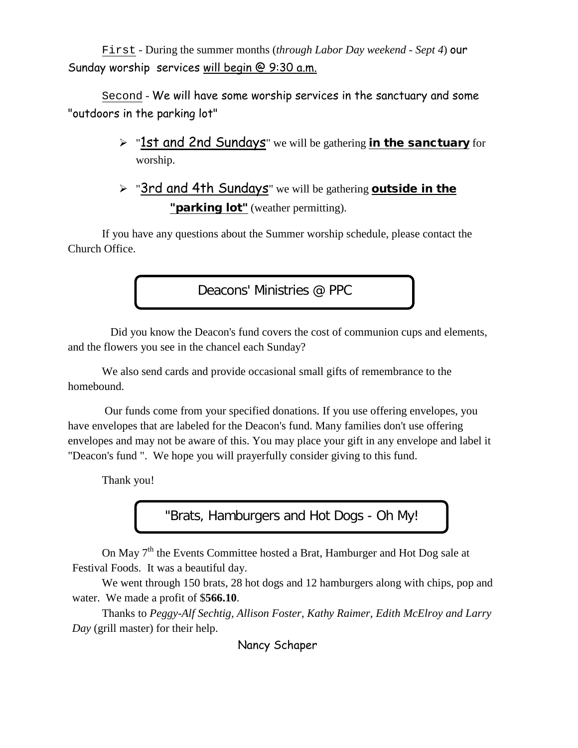First - During the summer months (*through Labor Day weekend - Sept 4*) our Sunday worship services will begin @ 9:30 a.m.

Second - We will have some worship services in the sanctuary and some "outdoors in the parking lot"

- "1st and 2nd Sundays" we will be gathering **in the sanctuary** for worship.
- "3rd and 4th Sundays" we will be gathering **outside in the "parking lot"** (weather permitting).

If you have any questions about the Summer worship schedule, please contact the Church Office.

## Deacons' Ministries @ PPC

Did you know the Deacon's fund covers the cost of communion cups and elements, and the flowers you see in the chancel each Sunday?

We also send cards and provide occasional small gifts of remembrance to the homebound.

Our funds come from your specified donations. If you use offering envelopes, you have envelopes that are labeled for the Deacon's fund. Many families don't use offering envelopes and may not be aware of this. You may place your gift in any envelope and label it "Deacon's fund ". We hope you will prayerfully consider giving to this fund.

Thank you!

## "Brats, Hamburgers and Hot Dogs - Oh My!

On May 7th the Events Committee hosted a Brat, Hamburger and Hot Dog sale at Festival Foods. It was a beautiful day.

We went through 150 brats, 28 hot dogs and 12 hamburgers along with chips, pop and water. We made a profit of $**566.10**.

Thanks to *Peggy-Alf Sechtig, Allison Foster, Kathy Raimer, Edith McElroy and Larry Day* (grill master) for their help.

Nancy Schaper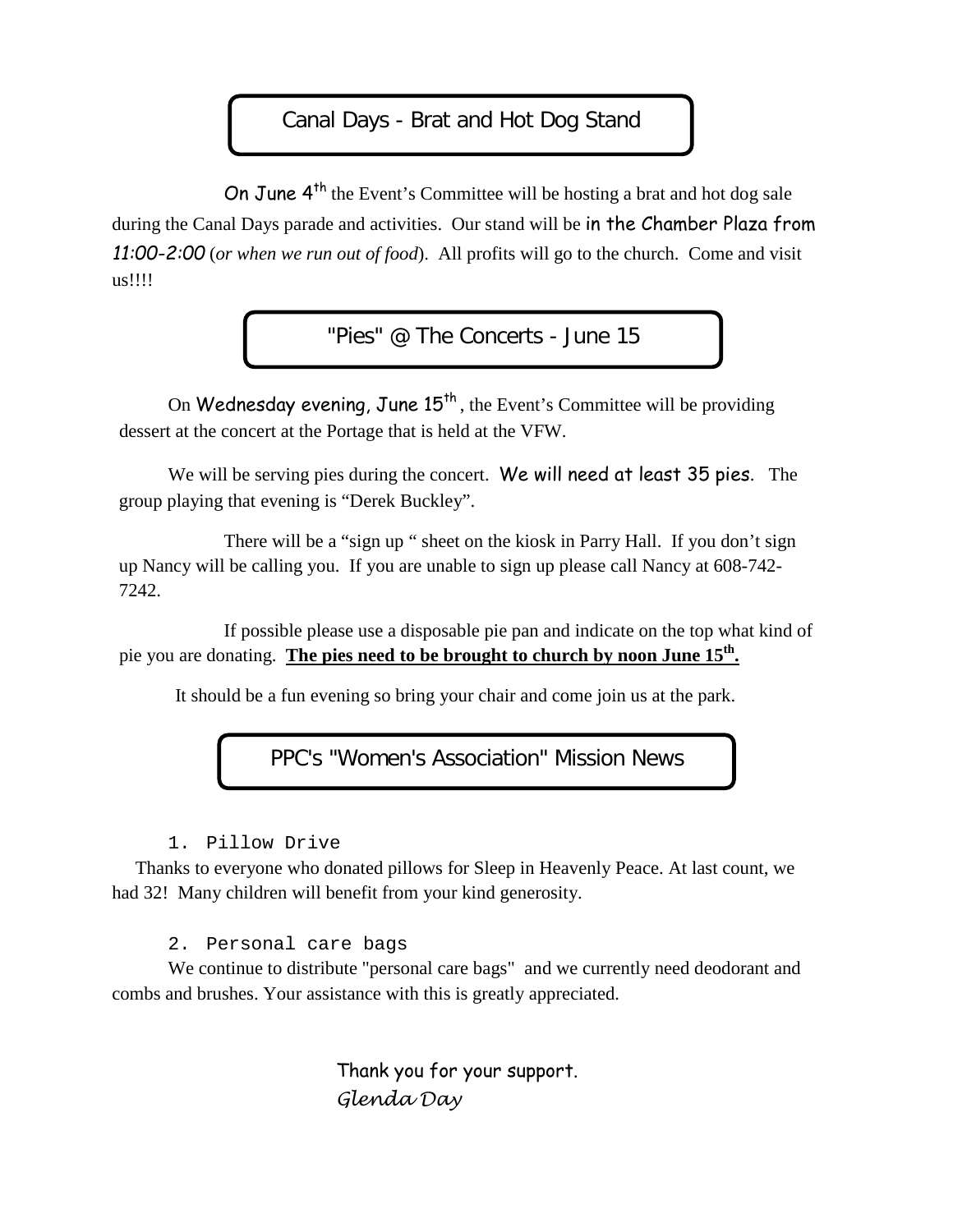## Canal Days - Brat and Hot Dog Stand

On June 4th the Event's Committee will be hosting a brat and hot dog sale during the Canal Days parade and activities. Our stand will be in the Chamber Plaza from *11:00-2:00* (*or when we run out of food*). All profits will go to the church. Come and visit us!!!!

## "Pies" @ The Concerts - June 15

On Wednesday evening, June 15th, the Event's Committee will be providing dessert at the concert at the Portage that is held at the VFW.

We will be serving pies during the concert. We will need at least 35 pies. The group playing that evening is "Derek Buckley".

There will be a "sign up " sheet on the kiosk in Parry Hall. If you don't sign up Nancy will be calling you. If you are unable to sign up please call Nancy at 608-742-7242.

If possible please use a disposable pie pan and indicate on the top what kind of pie you are donating. **The pies need to be brought to church by noon June 15th.**

It should be a fun evening so bring your chair and come join us at the park.

## PPC's "Women's Association" Mission News

1. Pillow Drive

Thanks to everyone who donated pillows for Sleep in Heavenly Peace. At last count, we had 32! Many children will benefit from your kind generosity.

2. Personal care bags

We continue to distribute "personal care bags" and we currently need deodorant and combs and brushes. Your assistance with this is greatly appreciated.

Thank you for your support.
*Glenda Day*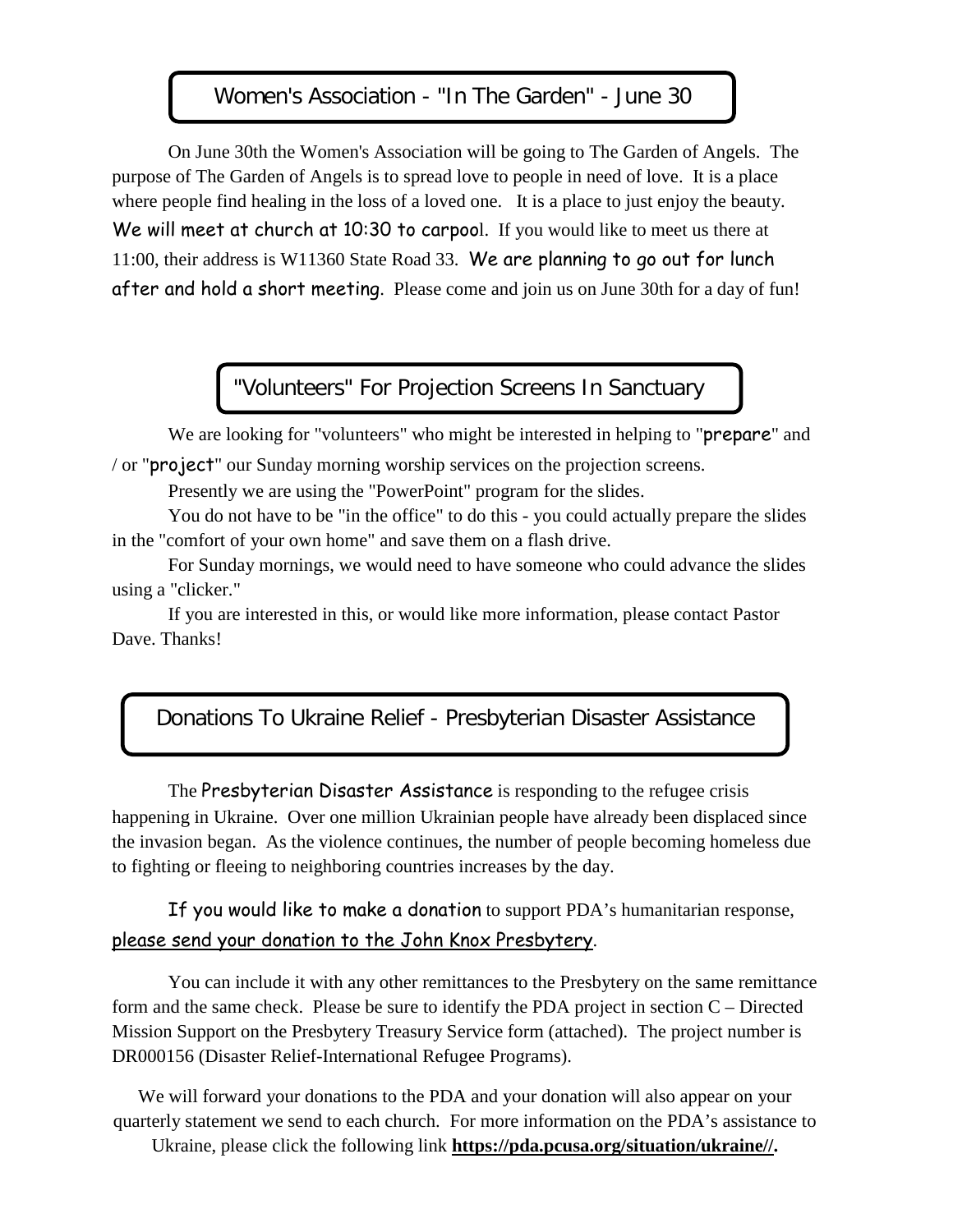## Women's Association - "In The Garden" - June 30

On June 30th the Women's Association will be going to The Garden of Angels. The purpose of The Garden of Angels is to spread love to people in need of love. It is a place where people find healing in the loss of a loved one. It is a place to just enjoy the beauty. We will meet at church at 10:30 to carpool. If you would like to meet us there at 11:00, their address is W11360 State Road 33. We are planning to go out for lunch after and hold a short meeting. Please come and join us on June 30th for a day of fun!

## "Volunteers" For Projection Screens In Sanctuary

We are looking for "volunteers" who might be interested in helping to "prepare" and / or "project" our Sunday morning worship services on the projection screens.

Presently we are using the "PowerPoint" program for the slides.

You do not have to be "in the office" to do this - you could actually prepare the slides in the "comfort of your own home" and save them on a flash drive.

For Sunday mornings, we would need to have someone who could advance the slides using a "clicker."

If you are interested in this, or would like more information, please contact Pastor Dave. Thanks!

## Donations To Ukraine Relief - Presbyterian Disaster Assistance

The Presbyterian Disaster Assistance is responding to the refugee crisis happening in Ukraine. Over one million Ukrainian people have already been displaced since the invasion began. As the violence continues, the number of people becoming homeless due to fighting or fleeing to neighboring countries increases by the day.

If you would like to make a donation to support PDA's humanitarian response, please send your donation to the John Knox Presbytery.

You can include it with any other remittances to the Presbytery on the same remittance form and the same check. Please be sure to identify the PDA project in section C – Directed Mission Support on the Presbytery Treasury Service form (attached). The project number is DR000156 (Disaster Relief-International Refugee Programs).

We will forward your donations to the PDA and your donation will also appear on your quarterly statement we send to each church. For more information on the PDA's assistance to Ukraine, please click the following link **https://pda.pcusa.org/situation/ukraine//.**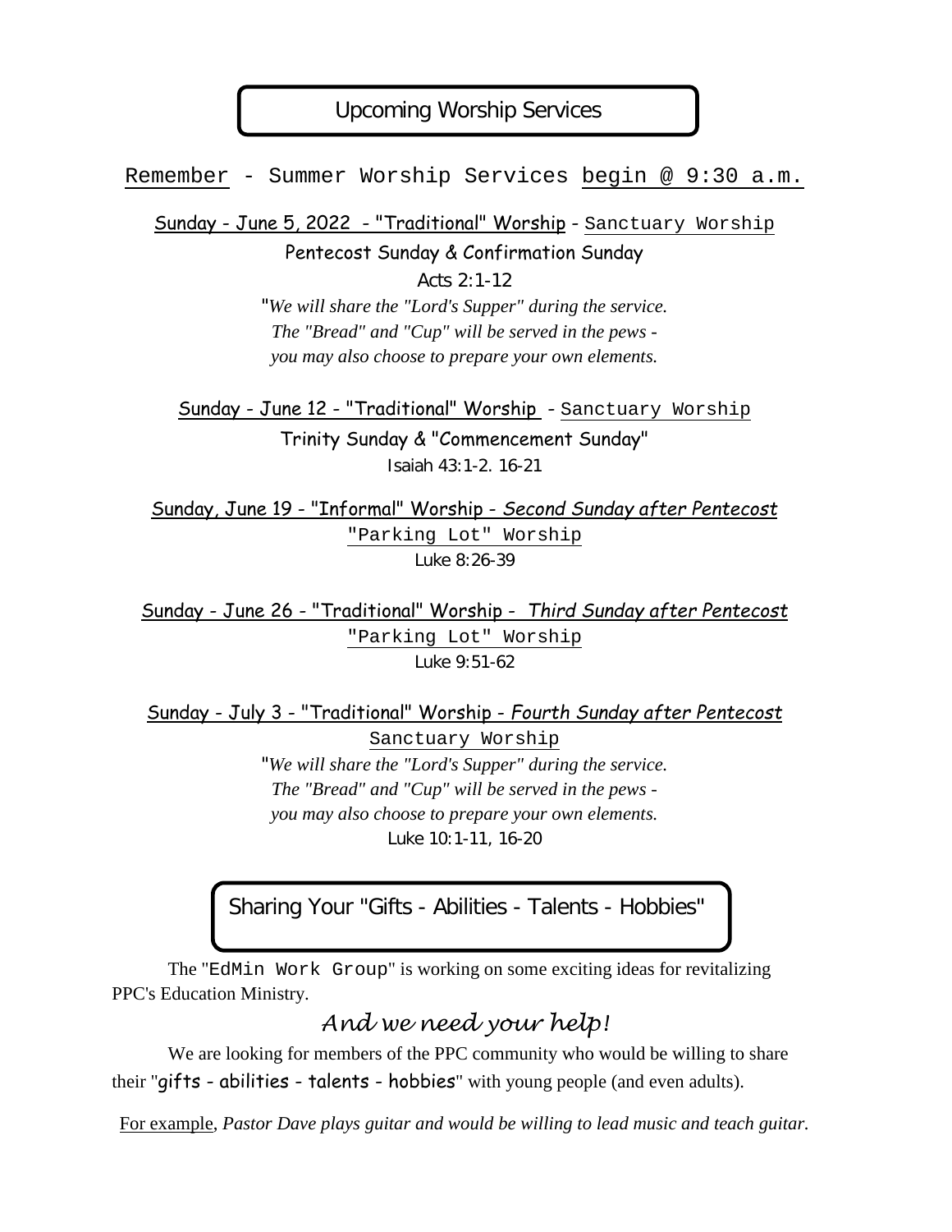## Upcoming Worship Services

Remember - Summer Worship Services begin @ 9:30 a.m.

Sunday - June 5, 2022 - "Traditional" Worship - Sanctuary Worship

Pentecost Sunday & Confirmation Sunday

Acts 2:1-12

"*We will share the "Lord's Supper" during the service.*
*The "Bread" and "Cup" will be served in the pews -*
*you may also choose to prepare your own elements.*

Sunday - June 12 - "Traditional" Worship - Sanctuary Worship

Trinity Sunday & "Commencement Sunday"

Isaiah 43:1-2. 16-21

Sunday, June 19 - "Informal" Worship - *Second Sunday after Pentecost*

"Parking Lot" Worship

Luke 8:26-39

Sunday - June 26 - "Traditional" Worship - *Third Sunday after Pentecost*

"Parking Lot" Worship

Luke 9:51-62

Sunday - July 3 - "Traditional" Worship - *Fourth Sunday after Pentecost*

Sanctuary Worship

"*We will share the "Lord's Supper" during the service.*
*The "Bread" and "Cup" will be served in the pews -*
*you may also choose to prepare your own elements.*

Luke 10:1-11, 16-20

## Sharing Your "Gifts - Abilities - Talents - Hobbies"

The "EdMin Work Group" is working on some exciting ideas for revitalizing PPC's Education Ministry.

*And we need your help!*

We are looking for members of the PPC community who would be willing to share their "gifts - abilities - talents - hobbies" with young people (and even adults).

For example, *Pastor Dave plays guitar and would be willing to lead music and teach guitar.*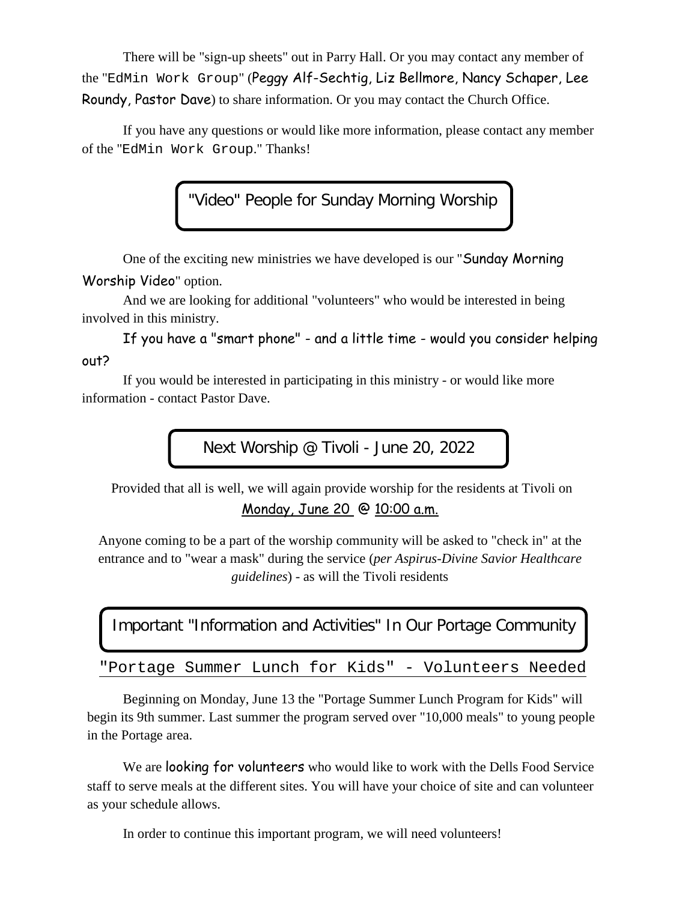There will be "sign-up sheets" out in Parry Hall. Or you may contact any member of the "EdMin Work Group" (Peggy Alf-Sechtig, Liz Bellmore, Nancy Schaper, Lee Roundy, Pastor Dave) to share information. Or you may contact the Church Office.

If you have any questions or would like more information, please contact any member of the "EdMin Work Group." Thanks!

## "Video" People for Sunday Morning Worship

One of the exciting new ministries we have developed is our "Sunday Morning Worship Video" option.

And we are looking for additional "volunteers" who would be interested in being involved in this ministry.

If you have a "smart phone" - and a little time - would you consider helping out?

If you would be interested in participating in this ministry - or would like more information - contact Pastor Dave.

## Next Worship @ Tivoli - June 20, 2022

Provided that all is well, we will again provide worship for the residents at Tivoli on Monday, June 20 @ 10:00 a.m.

Anyone coming to be a part of the worship community will be asked to "check in" at the entrance and to "wear a mask" during the service (*per Aspirus-Divine Savior Healthcare guidelines*) - as will the Tivoli residents

## Important "Information and Activities" In Our Portage Community

### "Portage Summer Lunch for Kids" - Volunteers Needed

Beginning on Monday, June 13 the "Portage Summer Lunch Program for Kids" will begin its 9th summer. Last summer the program served over "10,000 meals" to young people in the Portage area.

We are looking for volunteers who would like to work with the Dells Food Service staff to serve meals at the different sites. You will have your choice of site and can volunteer as your schedule allows.

In order to continue this important program, we will need volunteers!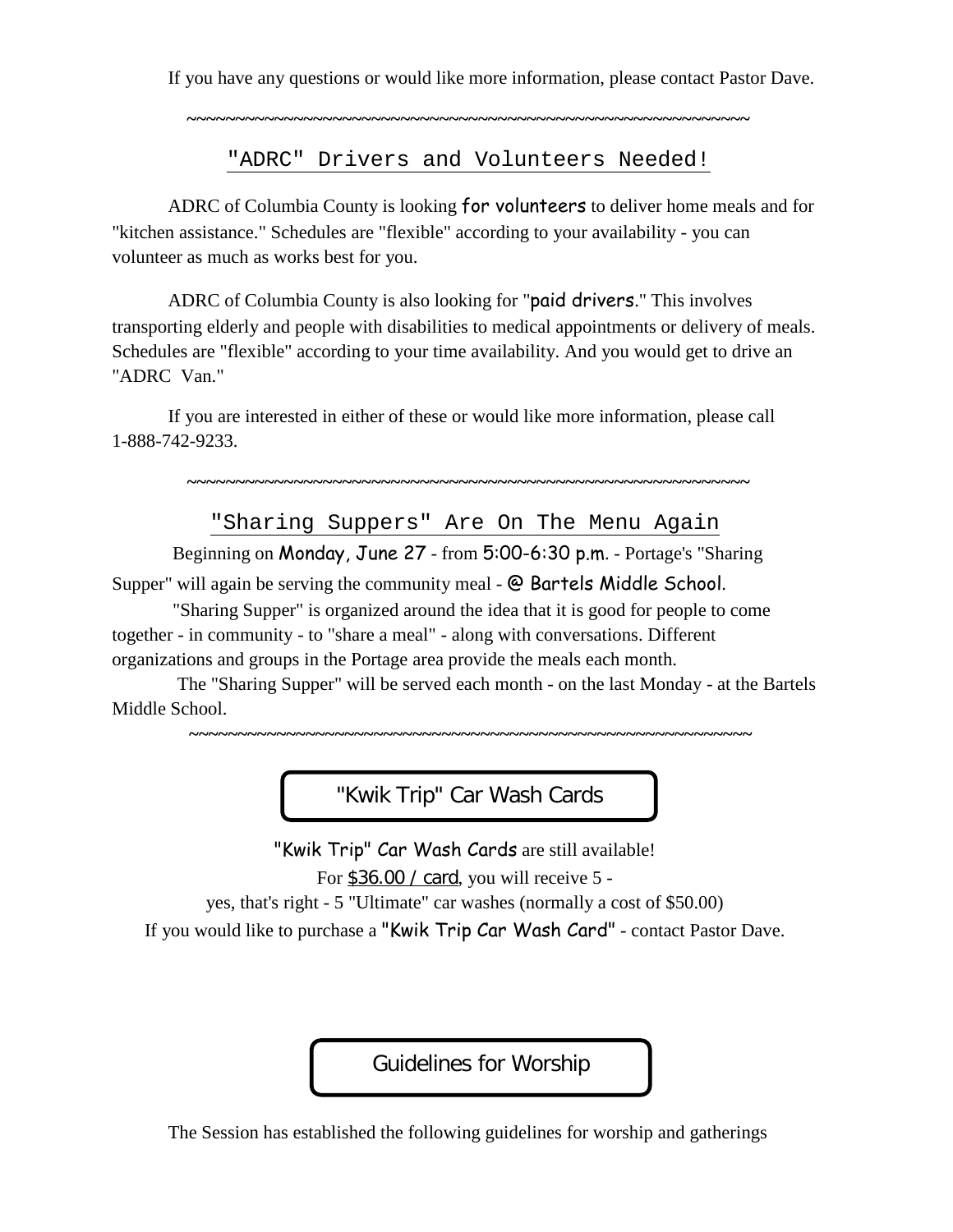If you have any questions or would like more information, please contact Pastor Dave.

~~~~~~~~~~~~~~~~~~~~~~~~~~~~~~~~~~~~~~~~~~~~~~~~~~~~~~~~~~~~~~~~~

## "ADRC" Drivers and Volunteers Needed!

ADRC of Columbia County is looking for volunteers to deliver home meals and for "kitchen assistance." Schedules are "flexible" according to your availability - you can volunteer as much as works best for you.

ADRC of Columbia County is also looking for "paid drivers." This involves transporting elderly and people with disabilities to medical appointments or delivery of meals. Schedules are "flexible" according to your time availability. And you would get to drive an "ADRC Van."

If you are interested in either of these or would like more information, please call 1-888-742-9233.

~~~~~~~~~~~~~~~~~~~~~~~~~~~~~~~~~~~~~~~~~~~~~~~~~~~~~~~~~~~~~~~~~

## "Sharing Suppers" Are On The Menu Again

Beginning on Monday, June 27 - from 5:00-6:30 p.m. - Portage's "Sharing Supper" will again be serving the community meal - @ Bartels Middle School.

"Sharing Supper" is organized around the idea that it is good for people to come together - in community - to "share a meal" - along with conversations. Different organizations and groups in the Portage area provide the meals each month.

The "Sharing Supper" will be served each month - on the last Monday - at the Bartels Middle School.

~~~~~~~~~~~~~~~~~~~~~~~~~~~~~~~~~~~~~~~~~~~~~~~~~~~~~~~~~~~~~~~~~

## "Kwik Trip" Car Wash Cards

"Kwik Trip" Car Wash Cards are still available!

For $36.00 / card, you will receive 5 -

yes, that's right - 5 "Ultimate" car washes (normally a cost of $50.00)

If you would like to purchase a "Kwik Trip Car Wash Card" - contact Pastor Dave.

## Guidelines for Worship

The Session has established the following guidelines for worship and gatherings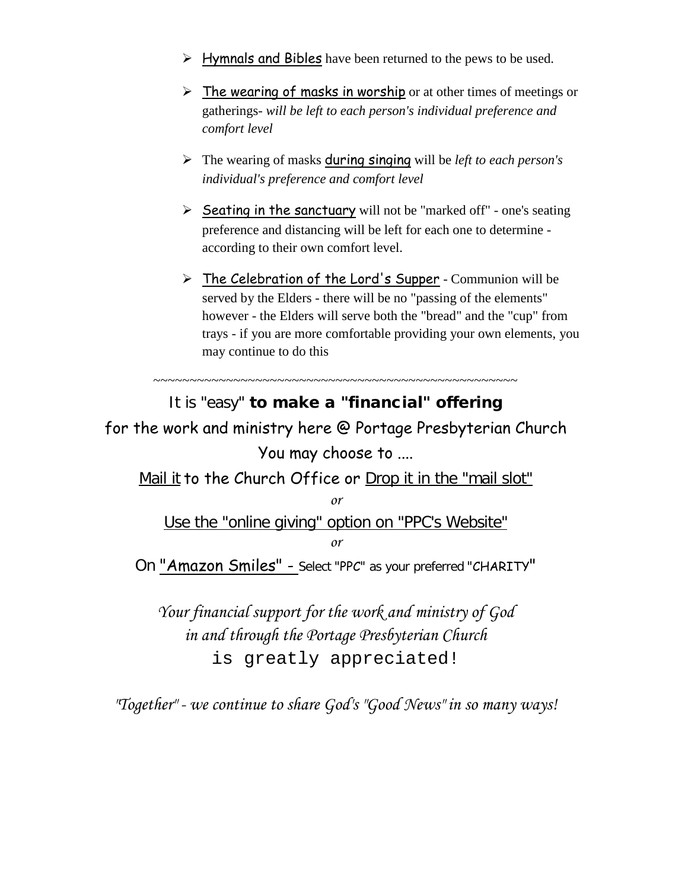- Hymnals and Bibles have been returned to the pews to be used.
- The wearing of masks in worship or at other times of meetings or gatherings- *will be left to each person's individual preference and comfort level*
- The wearing of masks during singing will be *left to each person's individual's preference and comfort level*
- Seating in the sanctuary will not be "marked off" - one's seating preference and distancing will be left for each one to determine - according to their own comfort level.
- The Celebration of the Lord's Supper - Communion will be served by the Elders - there will be no "passing of the elements" however - the Elders will serve both the "bread" and the "cup" from trays - if you are more comfortable providing your own elements, you may continue to do this

~~~~~~~~~~~~~~~~~~~~~~~~~~~~~~~~~~~~~~~~~~~~~~~~~~~~

It is "easy" **to make a "financial" offering**

for the work and ministry here @ Portage Presbyterian Church

You may choose to ....

Mail it to the Church Office or Drop it in the "mail slot"

*or*

Use the "online giving" option on "PPC's Website"

*or*

On "Amazon Smiles" - Select "PPC" as your preferred "CHARITY"

*Your financial support for the work and ministry of God in and through the Portage Presbyterian Church*

is greatly appreciated!

*"Together" - we continue to share God's "Good News" in so many ways!*